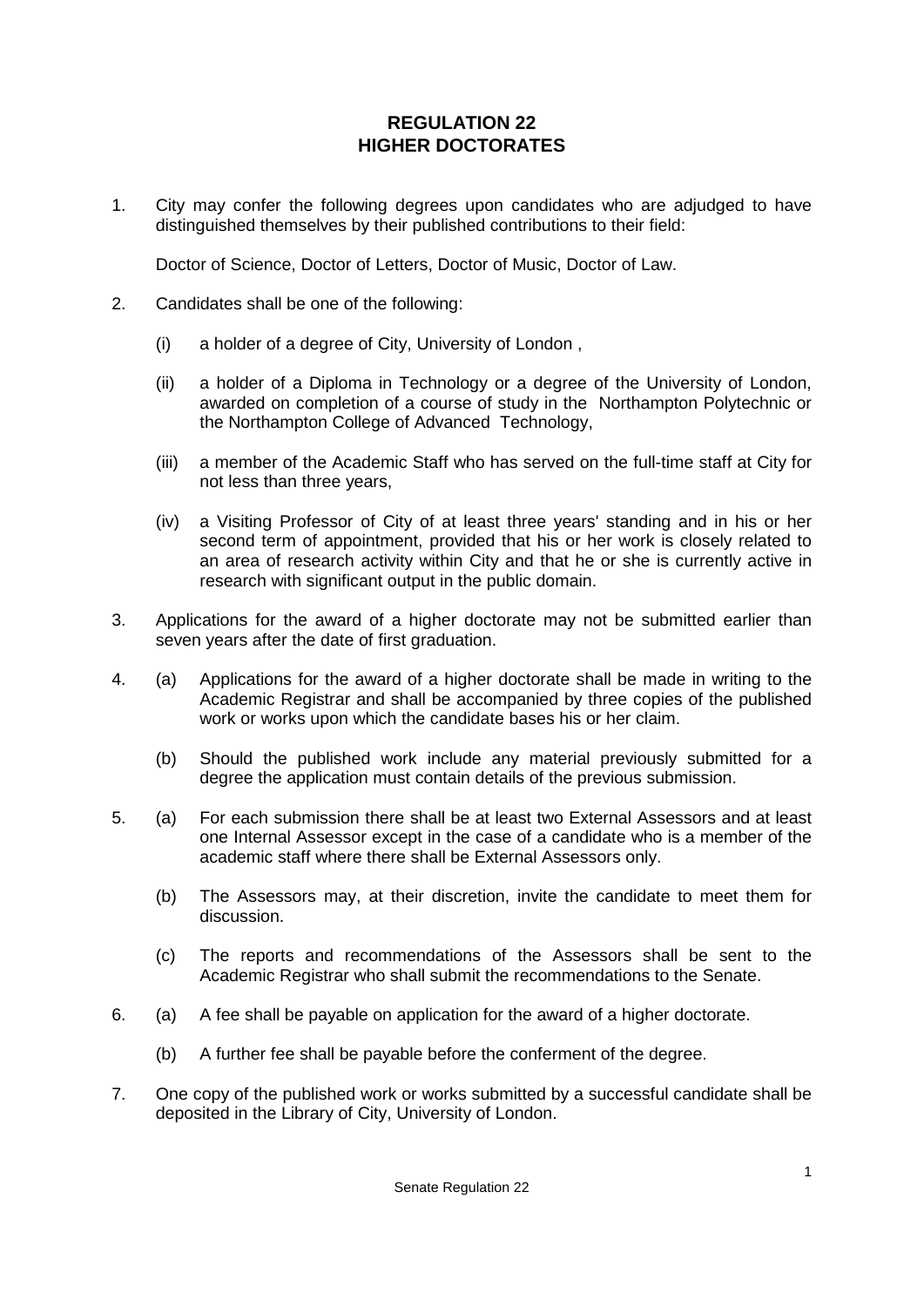# REGULATION 22
# HIGHER DOCTORATES

1. City may confer the following degrees upon candidates who are adjudged to have distinguished themselves by their published contributions to their field:

   Doctor of Science, Doctor of Letters, Doctor of Music, Doctor of Law.

2. Candidates shall be one of the following:

   (i) a holder of a degree of City, University of London ,

   (ii) a holder of a Diploma in Technology or a degree of the University of London, awarded on completion of a course of study in the Northampton Polytechnic or the Northampton College of Advanced Technology,

   (iii) a member of the Academic Staff who has served on the full-time staff at City for not less than three years,

   (iv) a Visiting Professor of City of at least three years' standing and in his or her second term of appointment, provided that his or her work is closely related to an area of research activity within City and that he or she is currently active in research with significant output in the public domain.

3. Applications for the award of a higher doctorate may not be submitted earlier than seven years after the date of first graduation.

4. (a) Applications for the award of a higher doctorate shall be made in writing to the Academic Registrar and shall be accompanied by three copies of the published work or works upon which the candidate bases his or her claim.

   (b) Should the published work include any material previously submitted for a degree the application must contain details of the previous submission.

5. (a) For each submission there shall be at least two External Assessors and at least one Internal Assessor except in the case of a candidate who is a member of the academic staff where there shall be External Assessors only.

   (b) The Assessors may, at their discretion, invite the candidate to meet them for discussion.

   (c) The reports and recommendations of the Assessors shall be sent to the Academic Registrar who shall submit the recommendations to the Senate.

6. (a) A fee shall be payable on application for the award of a higher doctorate.

   (b) A further fee shall be payable before the conferment of the degree.

7. One copy of the published work or works submitted by a successful candidate shall be deposited in the Library of City, University of London.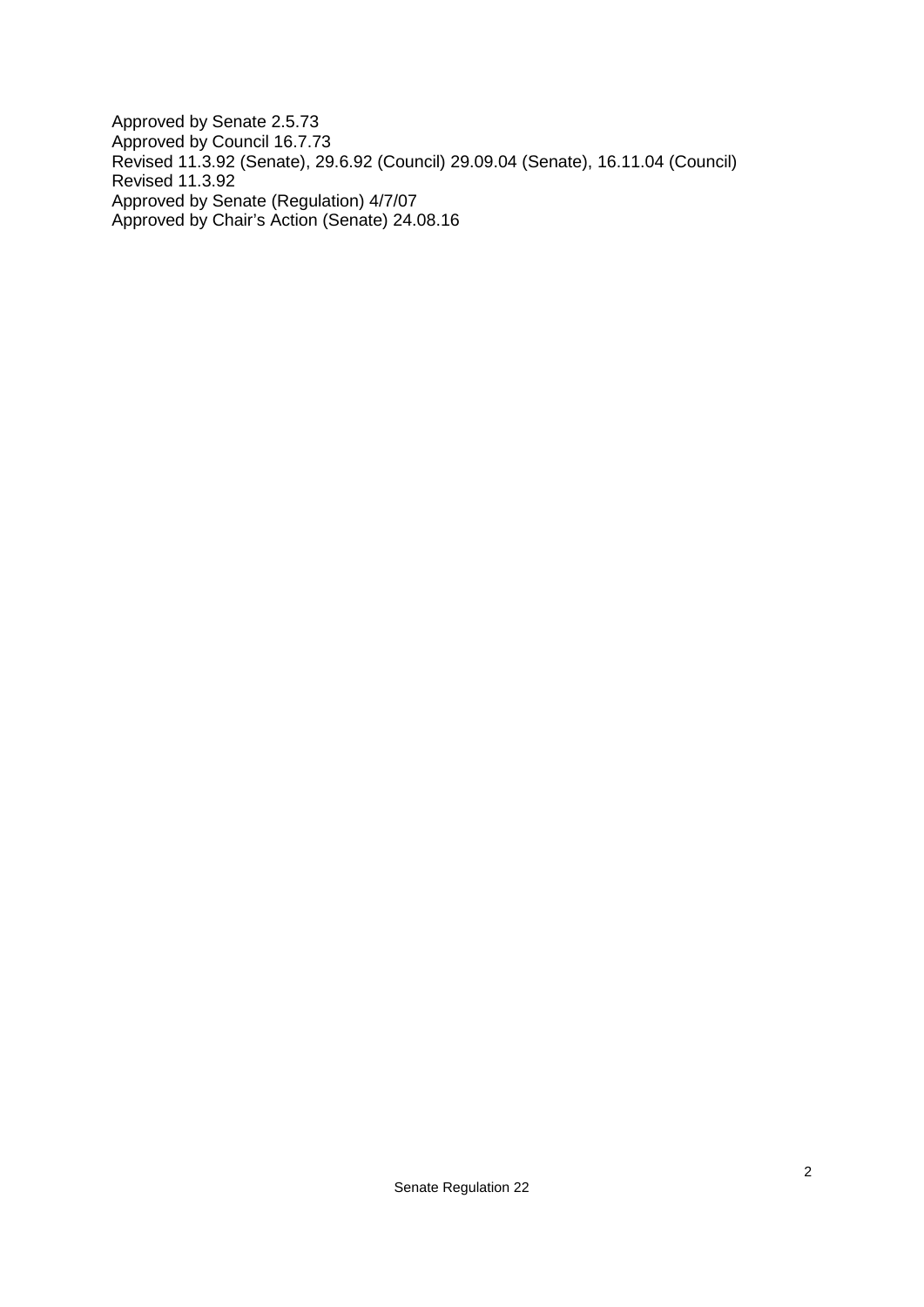Approved by Senate 2.5.73
Approved by Council 16.7.73
Revised 11.3.92 (Senate), 29.6.92 (Council) 29.09.04 (Senate), 16.11.04 (Council)
Revised 11.3.92
Approved by Senate (Regulation) 4/7/07
Approved by Chair's Action (Senate) 24.08.16